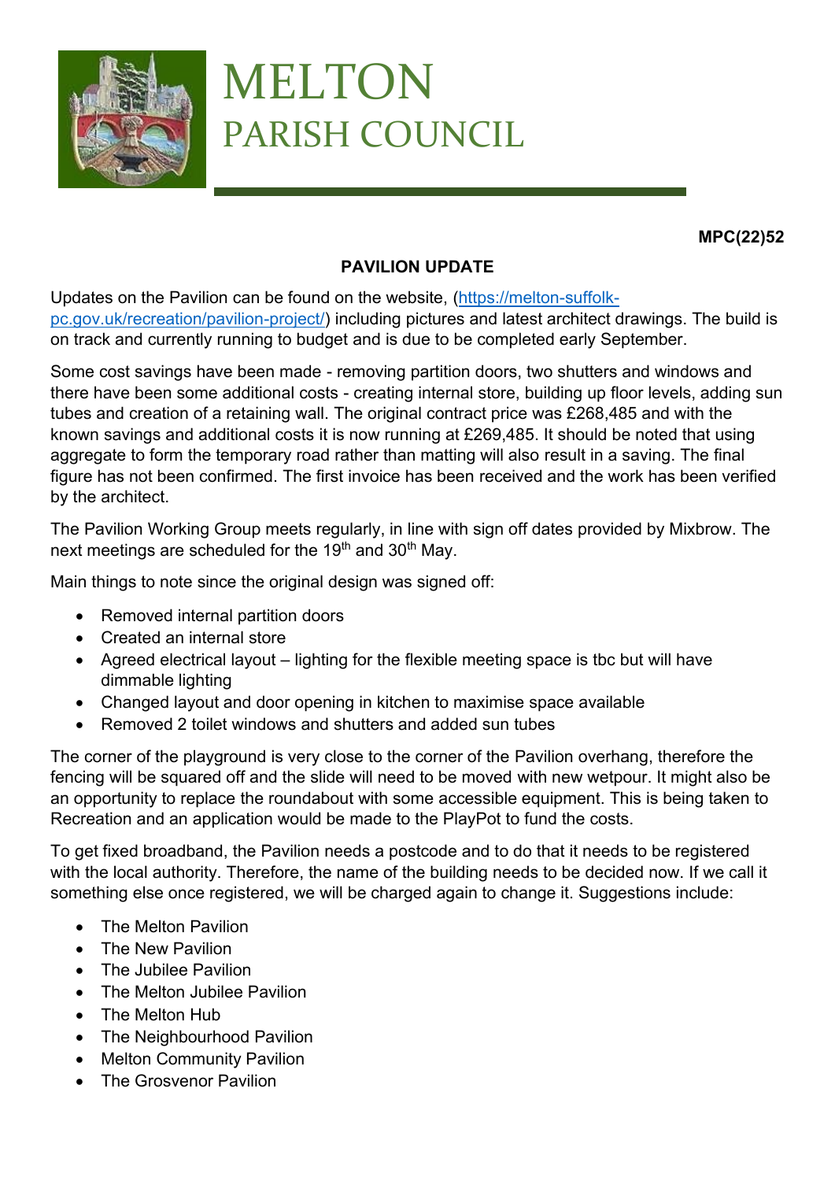# MELTON PARISH COUNCIL

**MPC(22)52**

## PAVILION UPDATE

Updates on the Pavilion can be found on the website, (https://melton-suffolk-pc.gov.uk/recreation/pavilion-project/) including pictures and latest architect drawings. The build is on track and currently running to budget and is due to be completed early September.

Some cost savings have been made - removing partition doors, two shutters and windows and there have been some additional costs - creating internal store, building up floor levels, adding sun tubes and creation of a retaining wall. The original contract price was £268,485 and with the known savings and additional costs it is now running at £269,485. It should be noted that using aggregate to form the temporary road rather than matting will also result in a saving. The final figure has not been confirmed. The first invoice has been received and the work has been verified by the architect.

The Pavilion Working Group meets regularly, in line with sign off dates provided by Mixbrow. The next meetings are scheduled for the 19th and 30th May.

Main things to note since the original design was signed off:

- Removed internal partition doors
- Created an internal store
- Agreed electrical layout – lighting for the flexible meeting space is tbc but will have dimmable lighting
- Changed layout and door opening in kitchen to maximise space available
- Removed 2 toilet windows and shutters and added sun tubes

The corner of the playground is very close to the corner of the Pavilion overhang, therefore the fencing will be squared off and the slide will need to be moved with new wetpour. It might also be an opportunity to replace the roundabout with some accessible equipment. This is being taken to Recreation and an application would be made to the PlayPot to fund the costs.

To get fixed broadband, the Pavilion needs a postcode and to do that it needs to be registered with the local authority. Therefore, the name of the building needs to be decided now. If we call it something else once registered, we will be charged again to change it. Suggestions include:

- The Melton Pavilion
- The New Pavilion
- The Jubilee Pavilion
- The Melton Jubilee Pavilion
- The Melton Hub
- The Neighbourhood Pavilion
- Melton Community Pavilion
- The Grosvenor Pavilion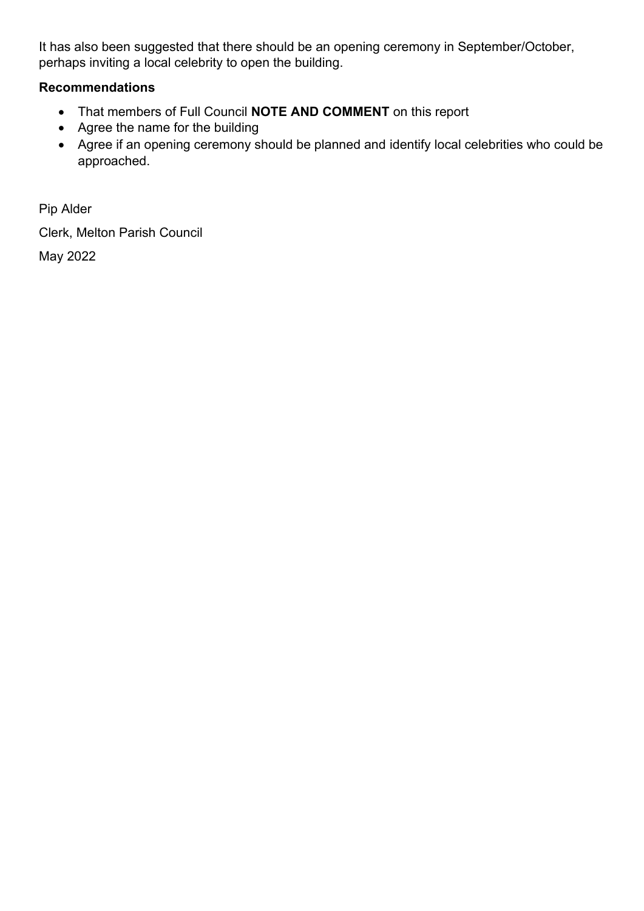It has also been suggested that there should be an opening ceremony in September/October, perhaps inviting a local celebrity to open the building.

**Recommendations**

- That members of Full Council **NOTE AND COMMENT** on this report
- Agree the name for the building
- Agree if an opening ceremony should be planned and identify local celebrities who could be approached.

Pip Alder

Clerk, Melton Parish Council

May 2022